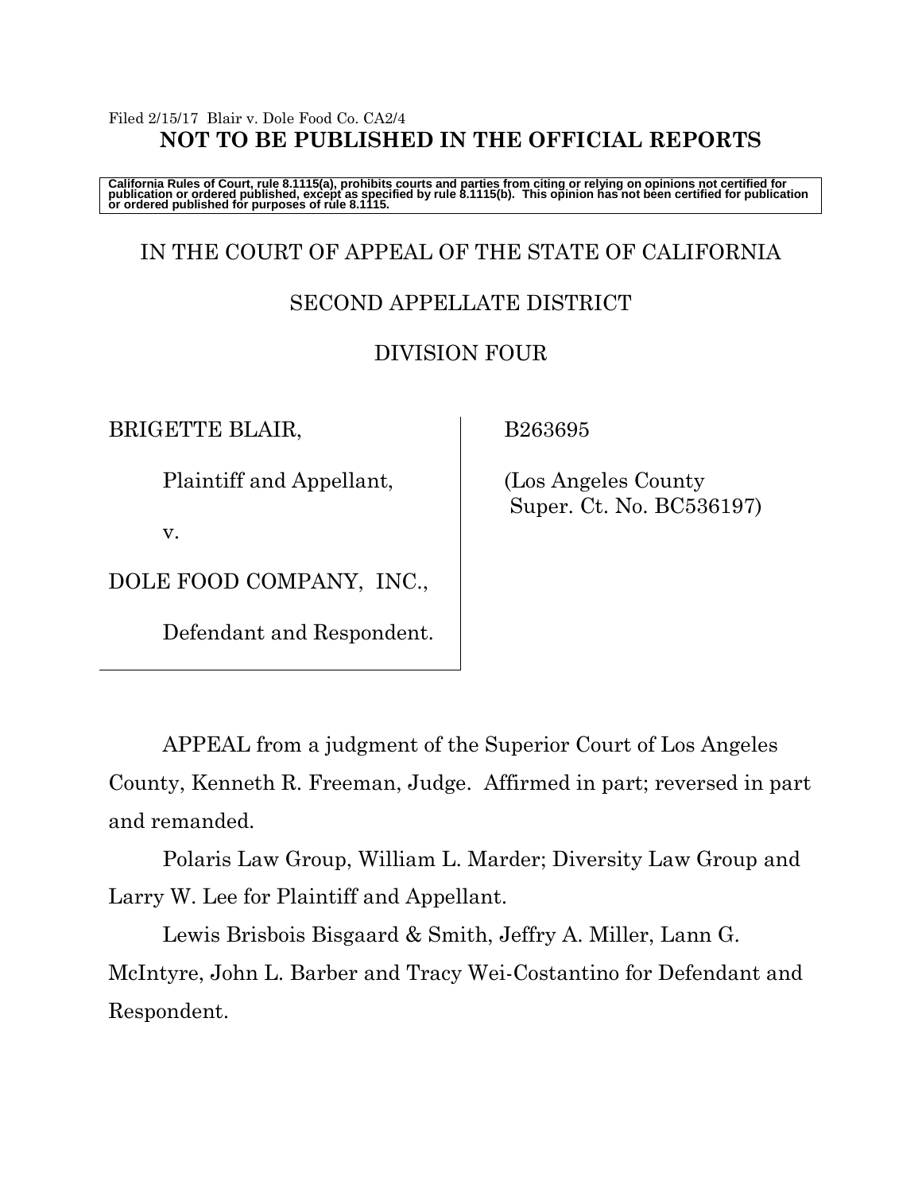Filed 2/15/17 Blair v. Dole Food Co. CA2/4

**NOT TO BE PUBLISHED IN THE OFFICIAL REPORTS**

**California Rules of Court, rule 8.1115(a), prohibits courts and parties from citing or relying on opinions not certified for publication or ordered published, except as specified by rule 8.1115(b). This opinion has not been certified for publication or ordered published for purposes of rule 8.1115.**

IN THE COURT OF APPEAL OF THE STATE OF CALIFORNIA

SECOND APPELLATE DISTRICT

DIVISION FOUR

BRIGETTE BLAIR,

Plaintiff and Appellant,

v.

DOLE FOOD COMPANY, INC.,

Defendant and Respondent.

B263695

(Los Angeles County Super. Ct. No. BC536197)

APPEAL from a judgment of the Superior Court of Los Angeles County, Kenneth R. Freeman, Judge. Affirmed in part; reversed in part and remanded.

Polaris Law Group, William L. Marder; Diversity Law Group and Larry W. Lee for Plaintiff and Appellant.

Lewis Brisbois Bisgaard & Smith, Jeffry A. Miller, Lann G. McIntyre, John L. Barber and Tracy Wei-Costantino for Defendant and Respondent.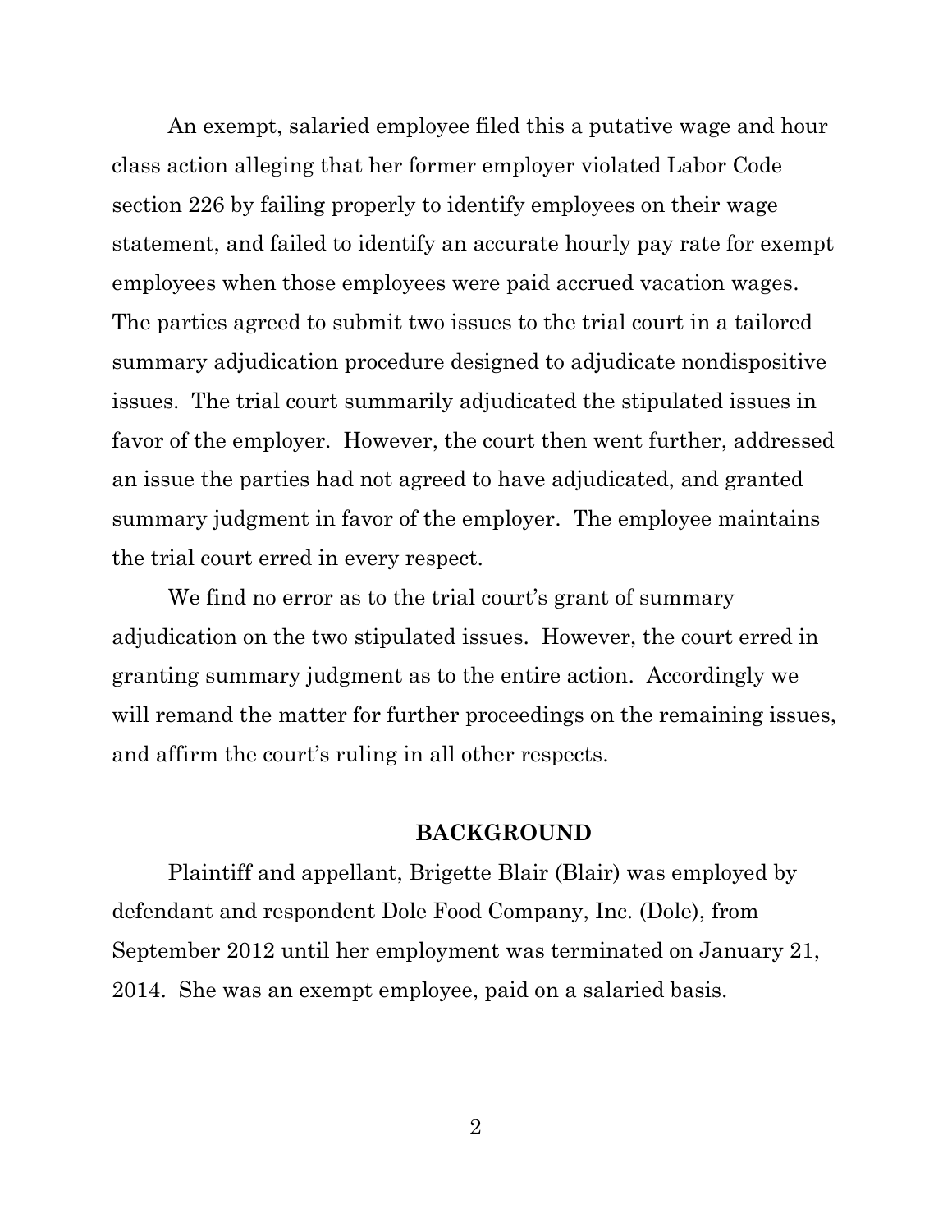An exempt, salaried employee filed this a putative wage and hour class action alleging that her former employer violated Labor Code section 226 by failing properly to identify employees on their wage statement, and failed to identify an accurate hourly pay rate for exempt employees when those employees were paid accrued vacation wages. The parties agreed to submit two issues to the trial court in a tailored summary adjudication procedure designed to adjudicate nondispositive issues. The trial court summarily adjudicated the stipulated issues in favor of the employer. However, the court then went further, addressed an issue the parties had not agreed to have adjudicated, and granted summary judgment in favor of the employer. The employee maintains the trial court erred in every respect.

We find no error as to the trial court's grant of summary adjudication on the two stipulated issues. However, the court erred in granting summary judgment as to the entire action. Accordingly we will remand the matter for further proceedings on the remaining issues, and affirm the court's ruling in all other respects.

## BACKGROUND

Plaintiff and appellant, Brigette Blair (Blair) was employed by defendant and respondent Dole Food Company, Inc. (Dole), from September 2012 until her employment was terminated on January 21, 2014. She was an exempt employee, paid on a salaried basis.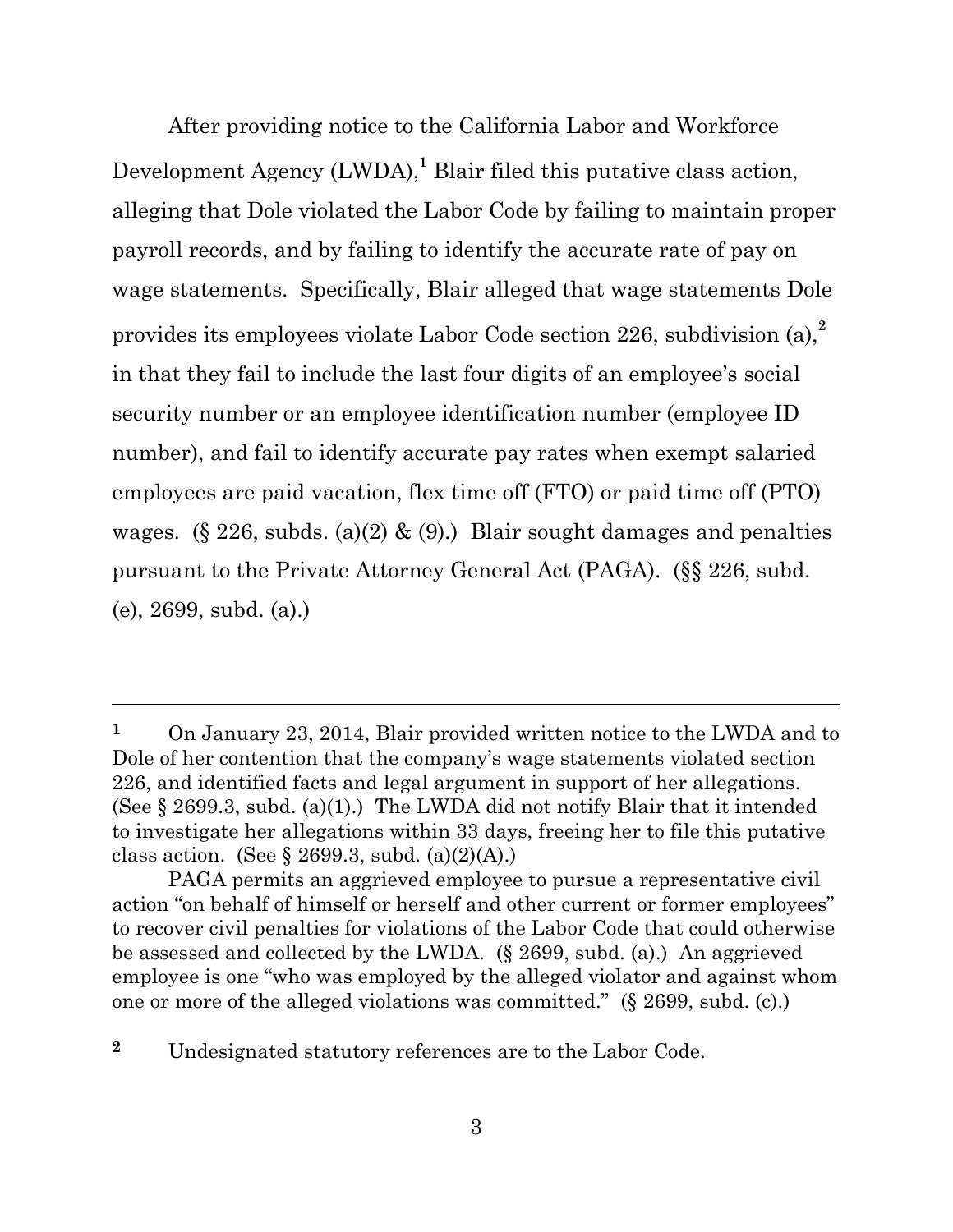After providing notice to the California Labor and Workforce Development Agency (LWDA),[1] Blair filed this putative class action, alleging that Dole violated the Labor Code by failing to maintain proper payroll records, and by failing to identify the accurate rate of pay on wage statements. Specifically, Blair alleged that wage statements Dole provides its employees violate Labor Code section 226, subdivision (a),[2] in that they fail to include the last four digits of an employee's social security number or an employee identification number (employee ID number), and fail to identify accurate pay rates when exempt salaried employees are paid vacation, flex time off (FTO) or paid time off (PTO) wages. (§ 226, subds. (a)(2) & (9).) Blair sought damages and penalties pursuant to the Private Attorney General Act (PAGA). (§§ 226, subd. (e), 2699, subd. (a).)

---

[1] On January 23, 2014, Blair provided written notice to the LWDA and to Dole of her contention that the company's wage statements violated section 226, and identified facts and legal argument in support of her allegations. (See § 2699.3, subd. (a)(1).) The LWDA did not notify Blair that it intended to investigate her allegations within 33 days, freeing her to file this putative class action. (See § 2699.3, subd. (a)(2)(A).)

PAGA permits an aggrieved employee to pursue a representative civil action "on behalf of himself or herself and other current or former employees" to recover civil penalties for violations of the Labor Code that could otherwise be assessed and collected by the LWDA. (§ 2699, subd. (a).) An aggrieved employee is one "who was employed by the alleged violator and against whom one or more of the alleged violations was committed." (§ 2699, subd. (c).)

[2] Undesignated statutory references are to the Labor Code.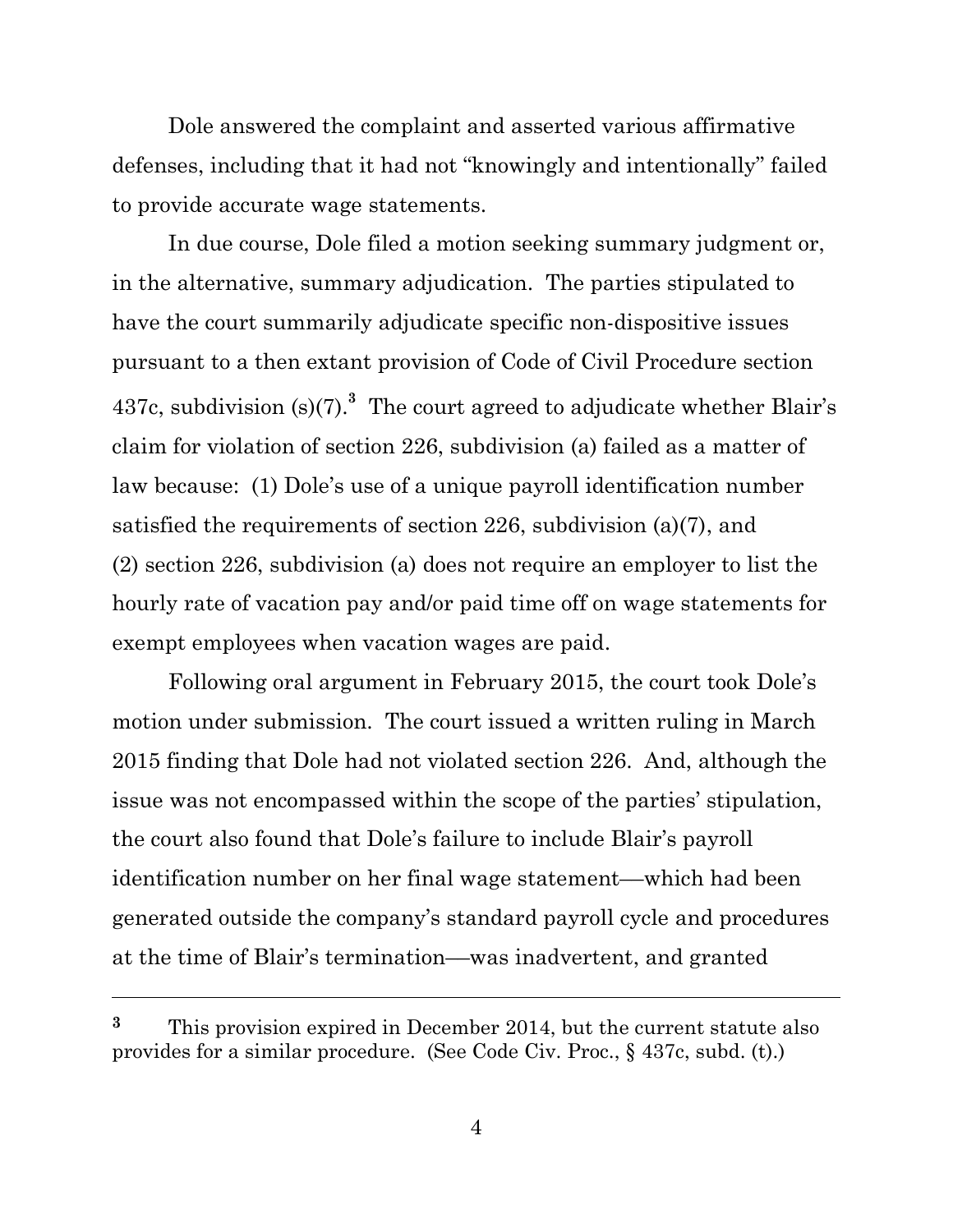Dole answered the complaint and asserted various affirmative defenses, including that it had not "knowingly and intentionally" failed to provide accurate wage statements.

In due course, Dole filed a motion seeking summary judgment or, in the alternative, summary adjudication. The parties stipulated to have the court summarily adjudicate specific non-dispositive issues pursuant to a then extant provision of Code of Civil Procedure section 437c, subdivision (s)(7).[3] The court agreed to adjudicate whether Blair's claim for violation of section 226, subdivision (a) failed as a matter of law because: (1) Dole's use of a unique payroll identification number satisfied the requirements of section 226, subdivision (a)(7), and (2) section 226, subdivision (a) does not require an employer to list the hourly rate of vacation pay and/or paid time off on wage statements for exempt employees when vacation wages are paid.

Following oral argument in February 2015, the court took Dole's motion under submission. The court issued a written ruling in March 2015 finding that Dole had not violated section 226. And, although the issue was not encompassed within the scope of the parties' stipulation, the court also found that Dole's failure to include Blair's payroll identification number on her final wage statement—which had been generated outside the company's standard payroll cycle and procedures at the time of Blair's termination—was inadvertent, and granted

---

[3] This provision expired in December 2014, but the current statute also provides for a similar procedure. (See Code Civ. Proc., § 437c, subd. (t).)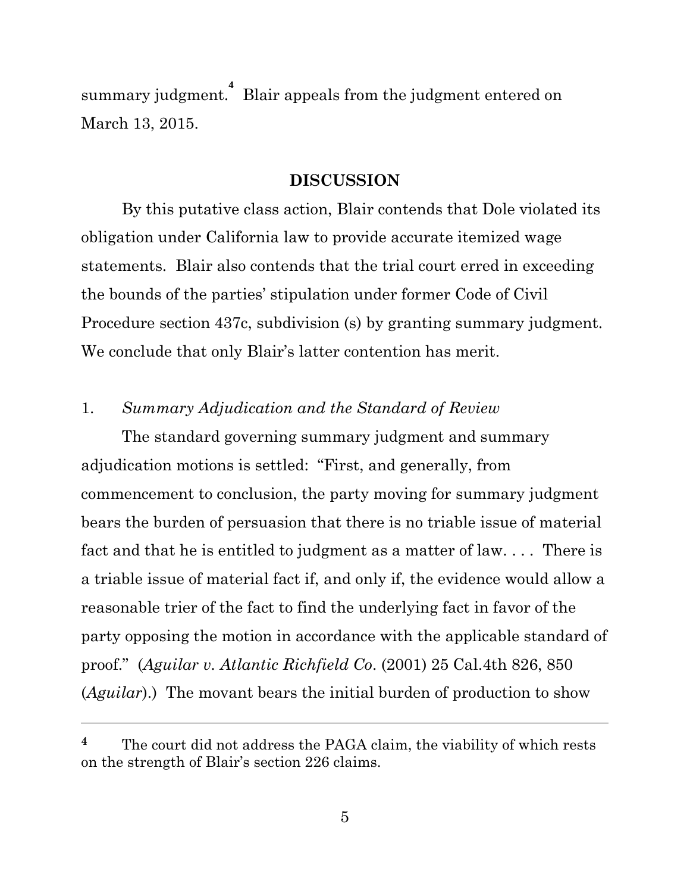summary judgment.[4] Blair appeals from the judgment entered on March 13, 2015.

## DISCUSSION

By this putative class action, Blair contends that Dole violated its obligation under California law to provide accurate itemized wage statements. Blair also contends that the trial court erred in exceeding the bounds of the parties' stipulation under former Code of Civil Procedure section 437c, subdivision (s) by granting summary judgment. We conclude that only Blair's latter contention has merit.

### 1. *Summary Adjudication and the Standard of Review*

The standard governing summary judgment and summary adjudication motions is settled: "First, and generally, from commencement to conclusion, the party moving for summary judgment bears the burden of persuasion that there is no triable issue of material fact and that he is entitled to judgment as a matter of law. . . . There is a triable issue of material fact if, and only if, the evidence would allow a reasonable trier of the fact to find the underlying fact in favor of the party opposing the motion in accordance with the applicable standard of proof." (*Aguilar v. Atlantic Richfield Co*. (2001) 25 Cal.4th 826, 850 (*Aguilar*).) The movant bears the initial burden of production to show

---

[4] The court did not address the PAGA claim, the viability of which rests on the strength of Blair's section 226 claims.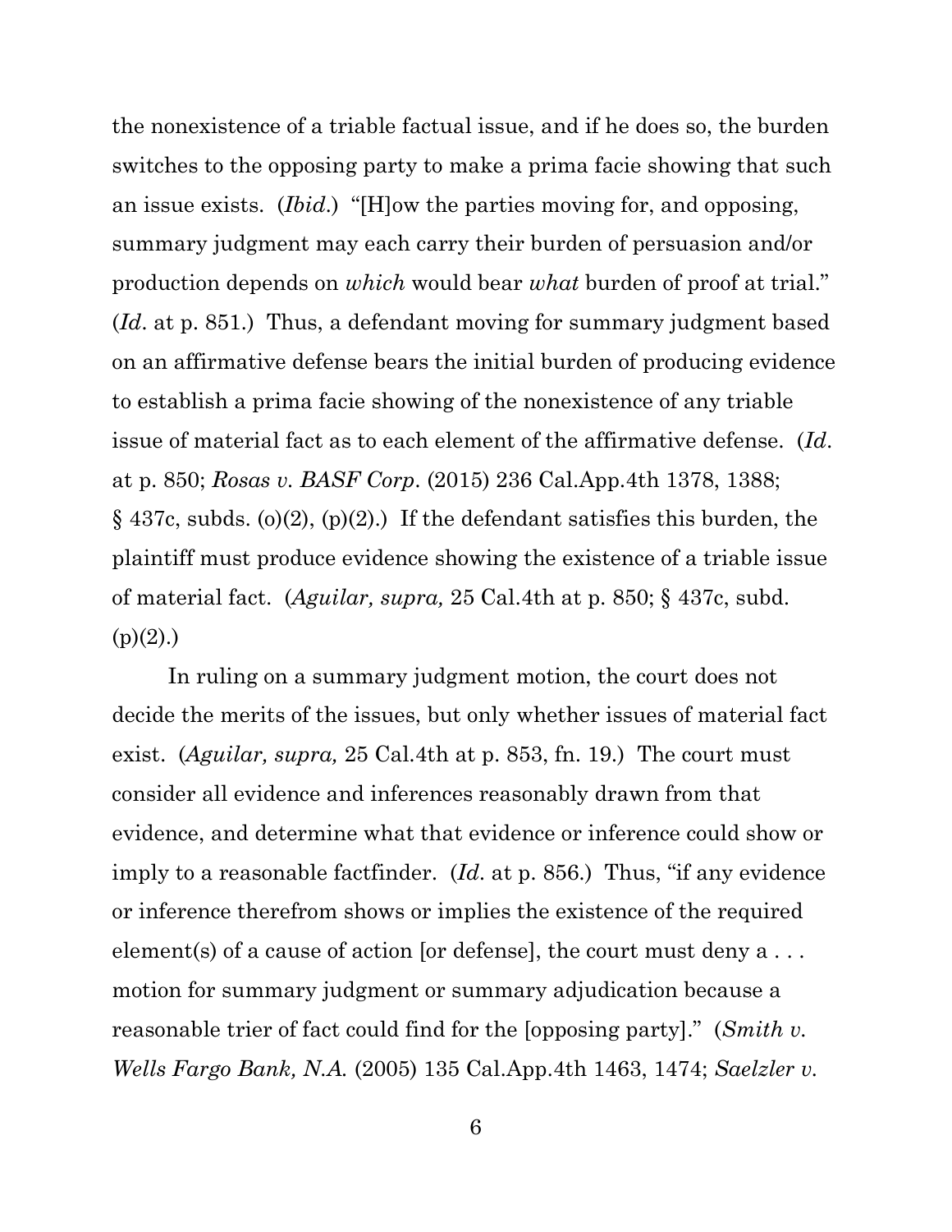the nonexistence of a triable factual issue, and if he does so, the burden switches to the opposing party to make a prima facie showing that such an issue exists. (*Ibid*.) "[H]ow the parties moving for, and opposing, summary judgment may each carry their burden of persuasion and/or production depends on *which* would bear *what* burden of proof at trial." (*Id*. at p. 851.) Thus, a defendant moving for summary judgment based on an affirmative defense bears the initial burden of producing evidence to establish a prima facie showing of the nonexistence of any triable issue of material fact as to each element of the affirmative defense. (*Id*. at p. 850; *Rosas v. BASF Corp*. (2015) 236 Cal.App.4th 1378, 1388; § 437c, subds. (o)(2), (p)(2).) If the defendant satisfies this burden, the plaintiff must produce evidence showing the existence of a triable issue of material fact. (*Aguilar, supra,* 25 Cal.4th at p. 850; § 437c, subd. (p)(2).)

In ruling on a summary judgment motion, the court does not decide the merits of the issues, but only whether issues of material fact exist. (*Aguilar, supra,* 25 Cal.4th at p. 853, fn. 19.) The court must consider all evidence and inferences reasonably drawn from that evidence, and determine what that evidence or inference could show or imply to a reasonable factfinder. (*Id*. at p. 856.) Thus, "if any evidence or inference therefrom shows or implies the existence of the required element(s) of a cause of action [or defense], the court must deny a . . . motion for summary judgment or summary adjudication because a reasonable trier of fact could find for the [opposing party]." (*Smith v. Wells Fargo Bank, N.A.* (2005) 135 Cal.App.4th 1463, 1474; *Saelzler v.*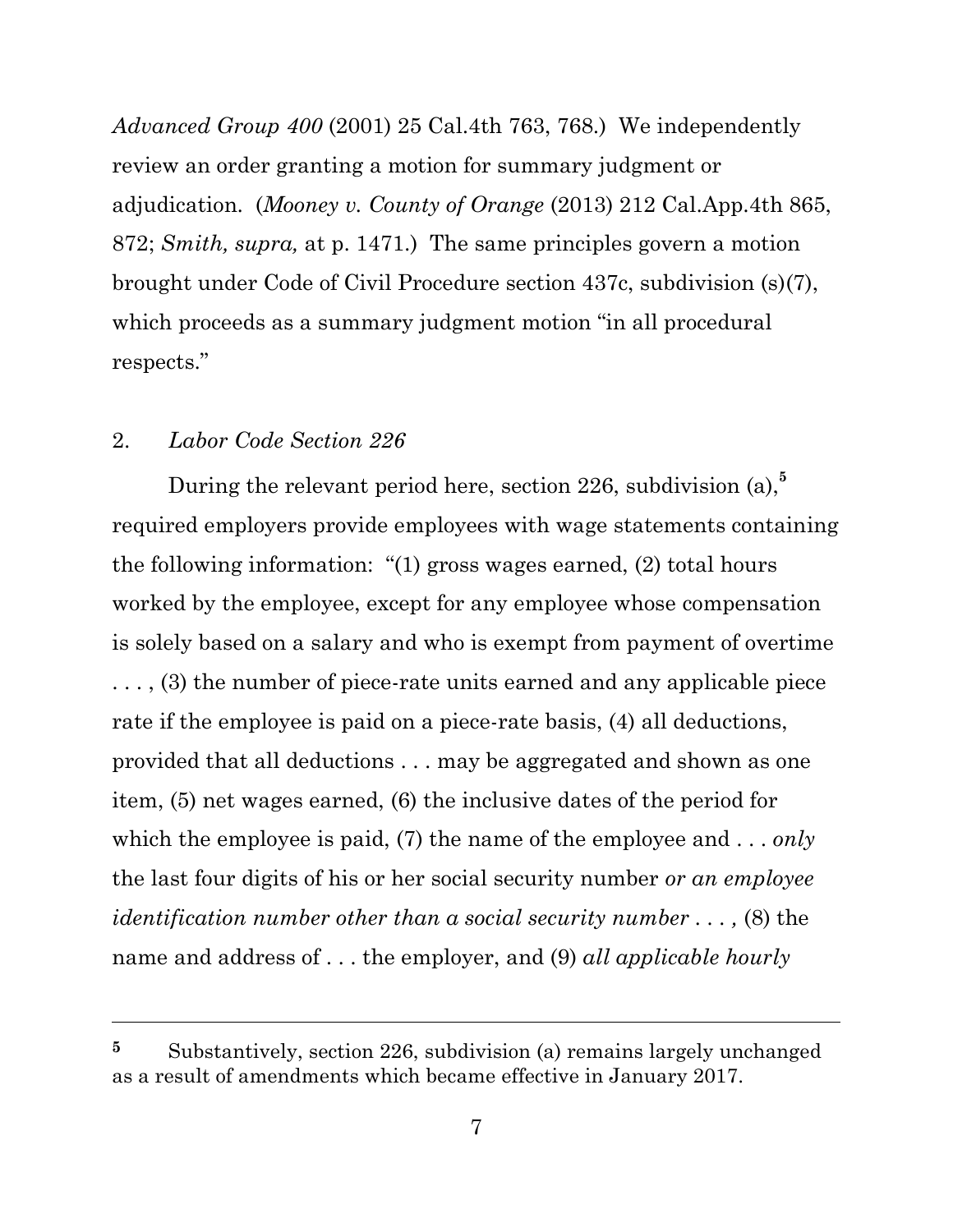*Advanced Group 400* (2001) 25 Cal.4th 763, 768.) We independently review an order granting a motion for summary judgment or adjudication. (*Mooney v. County of Orange* (2013) 212 Cal.App.4th 865, 872; *Smith, supra,* at p. 1471.) The same principles govern a motion brought under Code of Civil Procedure section 437c, subdivision (s)(7), which proceeds as a summary judgment motion "in all procedural respects."

2. *Labor Code Section 226*

During the relevant period here, section 226, subdivision (a),[5] required employers provide employees with wage statements containing the following information: "(1) gross wages earned, (2) total hours worked by the employee, except for any employee whose compensation is solely based on a salary and who is exempt from payment of overtime . . . , (3) the number of piece-rate units earned and any applicable piece rate if the employee is paid on a piece-rate basis, (4) all deductions, provided that all deductions . . . may be aggregated and shown as one item, (5) net wages earned, (6) the inclusive dates of the period for which the employee is paid, (7) the name of the employee and . . . *only* the last four digits of his or her social security number *or an employee identification number other than a social security number . . . ,* (8) the name and address of . . . the employer, and (9) *all applicable hourly*

---

[5] Substantively, section 226, subdivision (a) remains largely unchanged as a result of amendments which became effective in January 2017.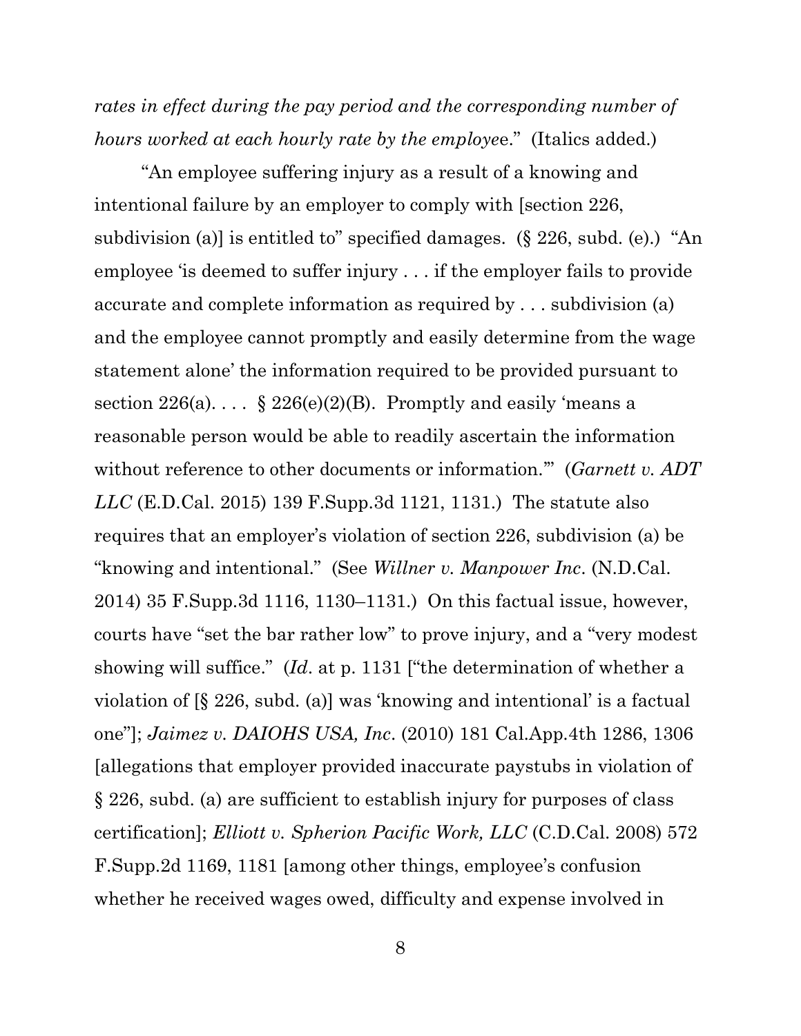*rates in effect during the pay period and the corresponding number of hours worked at each hourly rate by the employee*." (Italics added.)

"An employee suffering injury as a result of a knowing and intentional failure by an employer to comply with [section 226, subdivision (a)] is entitled to" specified damages. (§ 226, subd. (e).) "An employee 'is deemed to suffer injury . . . if the employer fails to provide accurate and complete information as required by . . . subdivision (a) and the employee cannot promptly and easily determine from the wage statement alone' the information required to be provided pursuant to section 226(a). . . . § 226(e)(2)(B). Promptly and easily 'means a reasonable person would be able to readily ascertain the information without reference to other documents or information.'" (*Garnett v. ADT LLC* (E.D.Cal. 2015) 139 F.Supp.3d 1121, 1131.) The statute also requires that an employer's violation of section 226, subdivision (a) be "knowing and intentional." (See *Willner v. Manpower Inc*. (N.D.Cal. 2014) 35 F.Supp.3d 1116, 1130–1131.) On this factual issue, however, courts have "set the bar rather low" to prove injury, and a "very modest showing will suffice." (*Id*. at p. 1131 ["the determination of whether a violation of [§ 226, subd. (a)] was 'knowing and intentional' is a factual one"]; *Jaimez v. DAIOHS USA, Inc*. (2010) 181 Cal.App.4th 1286, 1306 [allegations that employer provided inaccurate paystubs in violation of § 226, subd. (a) are sufficient to establish injury for purposes of class certification]; *Elliott v. Spherion Pacific Work, LLC* (C.D.Cal. 2008) 572 F.Supp.2d 1169, 1181 [among other things, employee's confusion whether he received wages owed, difficulty and expense involved in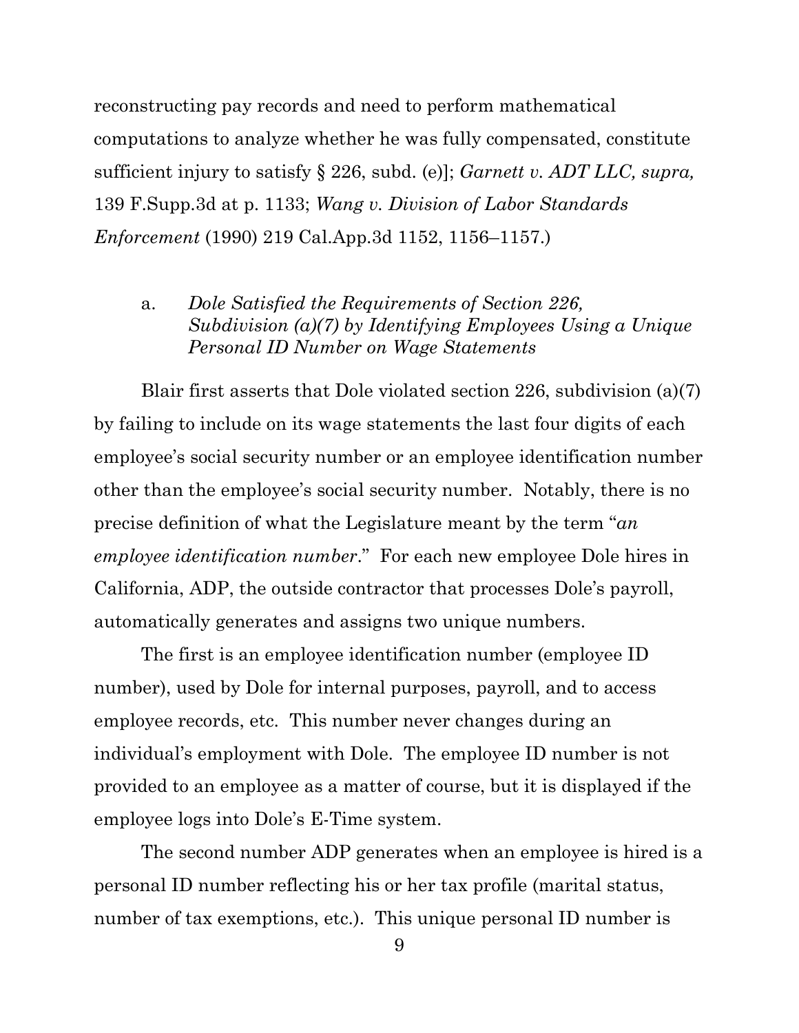reconstructing pay records and need to perform mathematical computations to analyze whether he was fully compensated, constitute sufficient injury to satisfy § 226, subd. (e)]; *Garnett v. ADT LLC, supra,* 139 F.Supp.3d at p. 1133; *Wang v. Division of Labor Standards Enforcement* (1990) 219 Cal.App.3d 1152, 1156–1157.)

a. *Dole Satisfied the Requirements of Section 226, Subdivision (a)(7) by Identifying Employees Using a Unique Personal ID Number on Wage Statements*

Blair first asserts that Dole violated section 226, subdivision (a)(7) by failing to include on its wage statements the last four digits of each employee's social security number or an employee identification number other than the employee's social security number. Notably, there is no precise definition of what the Legislature meant by the term "*an employee identification number*." For each new employee Dole hires in California, ADP, the outside contractor that processes Dole's payroll, automatically generates and assigns two unique numbers.

The first is an employee identification number (employee ID number), used by Dole for internal purposes, payroll, and to access employee records, etc. This number never changes during an individual's employment with Dole. The employee ID number is not provided to an employee as a matter of course, but it is displayed if the employee logs into Dole's E-Time system.

The second number ADP generates when an employee is hired is a personal ID number reflecting his or her tax profile (marital status, number of tax exemptions, etc.). This unique personal ID number is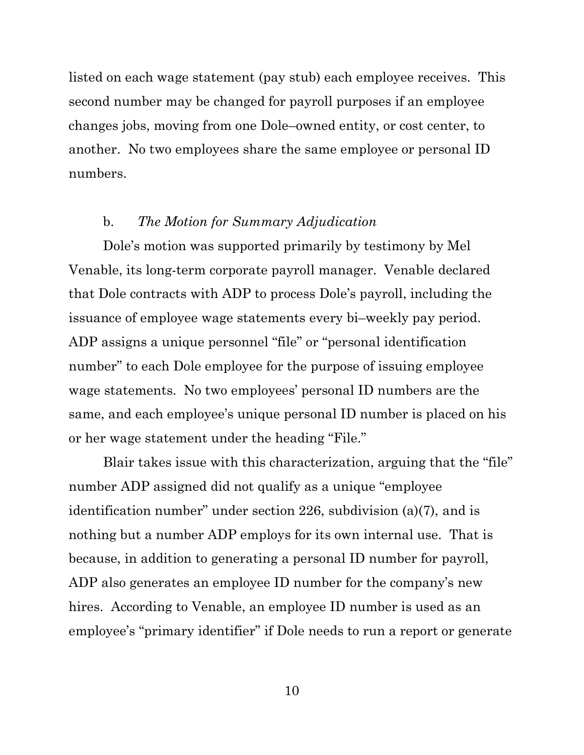listed on each wage statement (pay stub) each employee receives. This second number may be changed for payroll purposes if an employee changes jobs, moving from one Dole–owned entity, or cost center, to another. No two employees share the same employee or personal ID numbers.

b. *The Motion for Summary Adjudication*

Dole's motion was supported primarily by testimony by Mel Venable, its long-term corporate payroll manager. Venable declared that Dole contracts with ADP to process Dole's payroll, including the issuance of employee wage statements every bi–weekly pay period. ADP assigns a unique personnel "file" or "personal identification number" to each Dole employee for the purpose of issuing employee wage statements. No two employees' personal ID numbers are the same, and each employee's unique personal ID number is placed on his or her wage statement under the heading "File."

Blair takes issue with this characterization, arguing that the "file" number ADP assigned did not qualify as a unique "employee identification number" under section 226, subdivision (a)(7), and is nothing but a number ADP employs for its own internal use. That is because, in addition to generating a personal ID number for payroll, ADP also generates an employee ID number for the company's new hires. According to Venable, an employee ID number is used as an employee's "primary identifier" if Dole needs to run a report or generate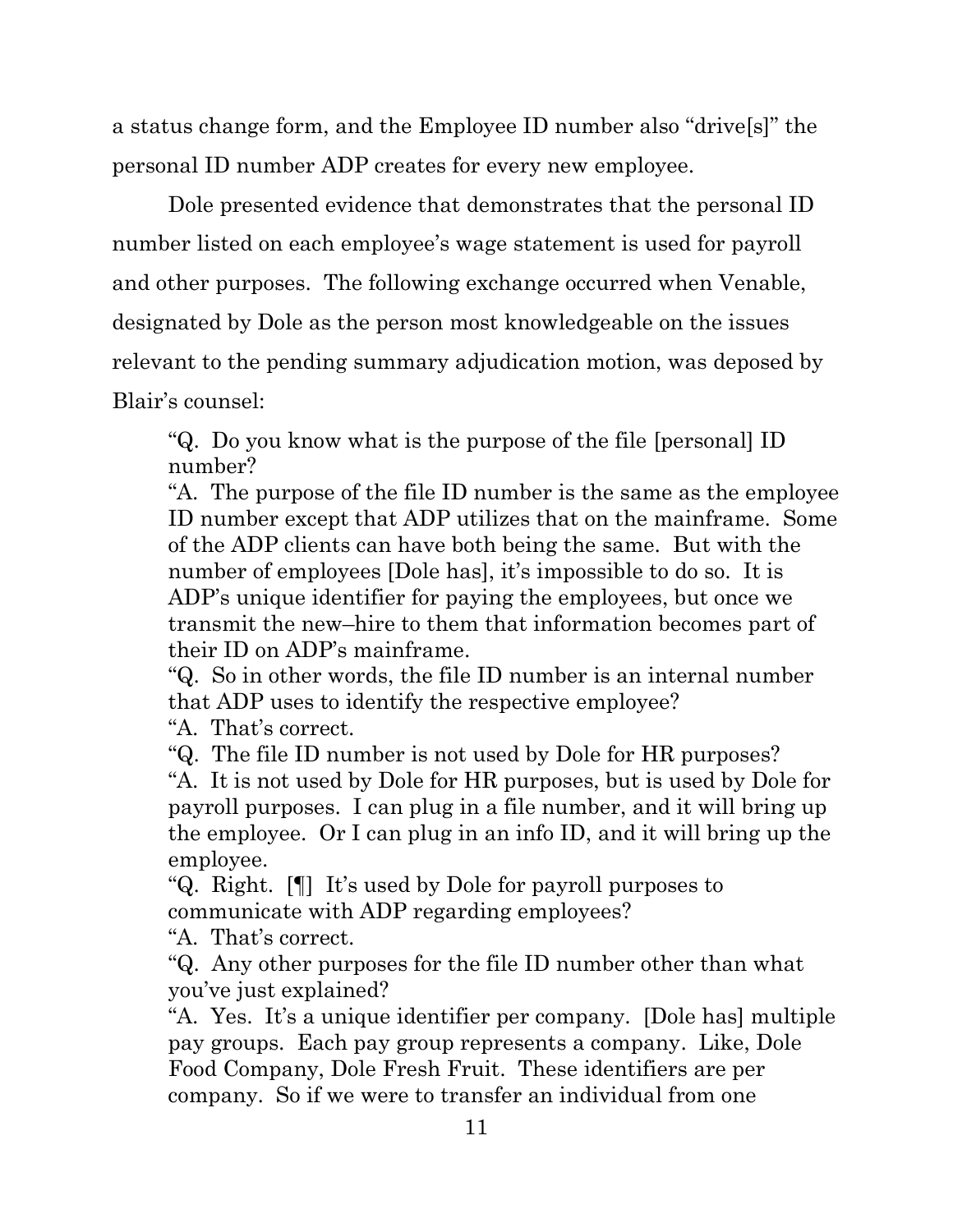a status change form, and the Employee ID number also "drive[s]" the personal ID number ADP creates for every new employee.

Dole presented evidence that demonstrates that the personal ID number listed on each employee's wage statement is used for payroll and other purposes. The following exchange occurred when Venable, designated by Dole as the person most knowledgeable on the issues relevant to the pending summary adjudication motion, was deposed by Blair's counsel:

> "Q. Do you know what is the purpose of the file [personal] ID number?
>
> "A. The purpose of the file ID number is the same as the employee ID number except that ADP utilizes that on the mainframe. Some of the ADP clients can have both being the same. But with the number of employees [Dole has], it's impossible to do so. It is ADP's unique identifier for paying the employees, but once we transmit the new–hire to them that information becomes part of their ID on ADP's mainframe.
>
> "Q. So in other words, the file ID number is an internal number that ADP uses to identify the respective employee?
>
> "A. That's correct.
>
> "Q. The file ID number is not used by Dole for HR purposes?
>
> "A. It is not used by Dole for HR purposes, but is used by Dole for payroll purposes. I can plug in a file number, and it will bring up the employee. Or I can plug in an info ID, and it will bring up the employee.
>
> "Q. Right. [¶] It's used by Dole for payroll purposes to communicate with ADP regarding employees?
>
> "A. That's correct.
>
> "Q. Any other purposes for the file ID number other than what you've just explained?
>
> "A. Yes. It's a unique identifier per company. [Dole has] multiple pay groups. Each pay group represents a company. Like, Dole Food Company, Dole Fresh Fruit. These identifiers are per company. So if we were to transfer an individual from one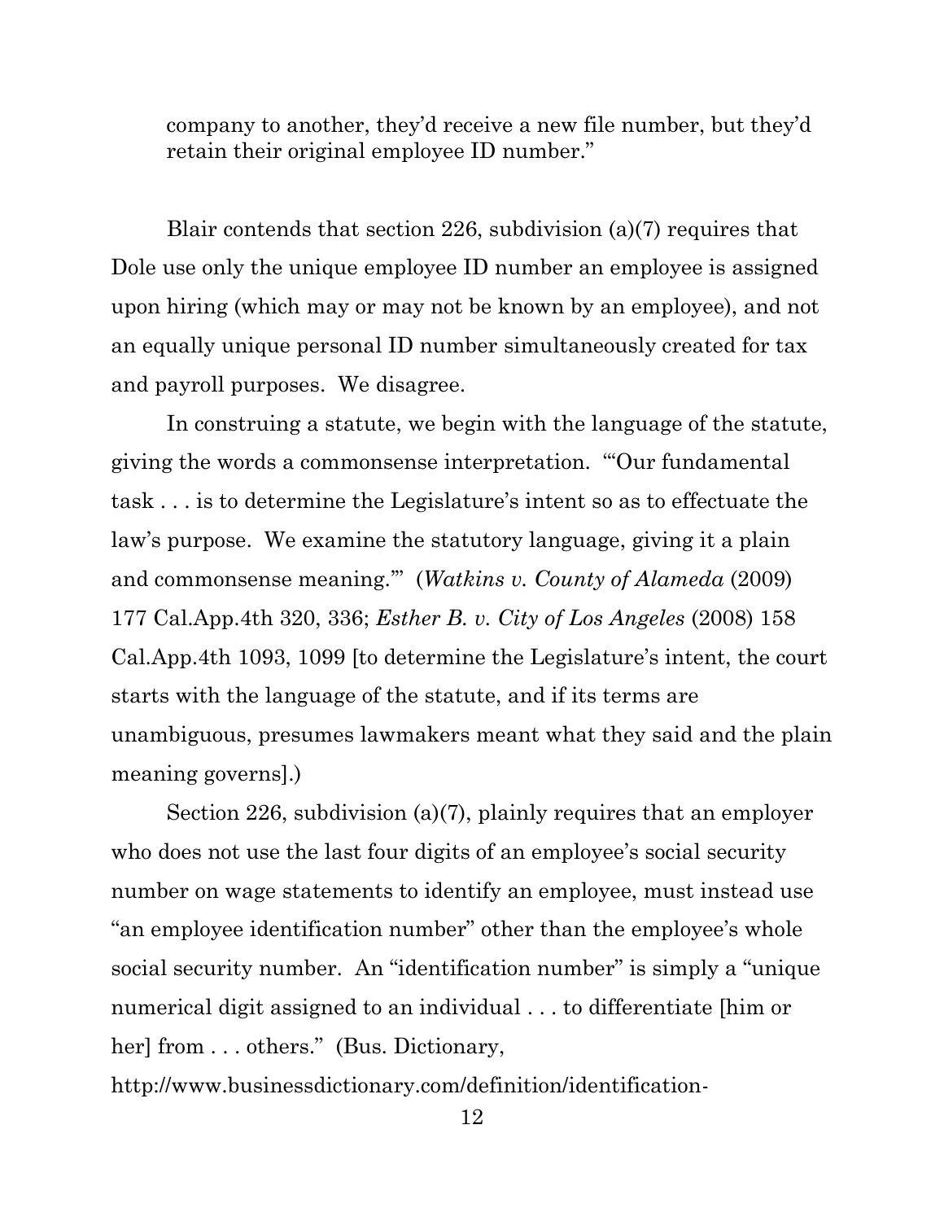company to another, they'd receive a new file number, but they'd retain their original employee ID number."

Blair contends that section 226, subdivision (a)(7) requires that Dole use only the unique employee ID number an employee is assigned upon hiring (which may or may not be known by an employee), and not an equally unique personal ID number simultaneously created for tax and payroll purposes. We disagree.

In construing a statute, we begin with the language of the statute, giving the words a commonsense interpretation. "'Our fundamental task . . . is to determine the Legislature's intent so as to effectuate the law's purpose. We examine the statutory language, giving it a plain and commonsense meaning.'" (*Watkins v. County of Alameda* (2009) 177 Cal.App.4th 320, 336; *Esther B. v. City of Los Angeles* (2008) 158 Cal.App.4th 1093, 1099 [to determine the Legislature's intent, the court starts with the language of the statute, and if its terms are unambiguous, presumes lawmakers meant what they said and the plain meaning governs].)

Section 226, subdivision (a)(7), plainly requires that an employer who does not use the last four digits of an employee's social security number on wage statements to identify an employee, must instead use "an employee identification number" other than the employee's whole social security number. An "identification number" is simply a "unique numerical digit assigned to an individual . . . to differentiate [him or her] from . . . others." (Bus. Dictionary, http://www.businessdictionary.com/definition/identification-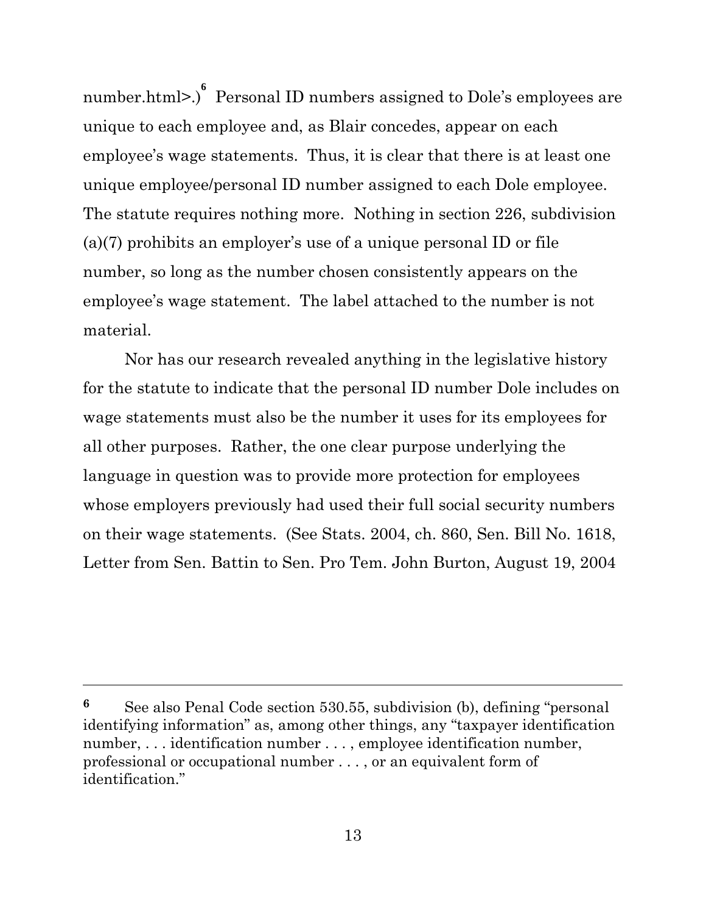number.html>.)[6] Personal ID numbers assigned to Dole's employees are unique to each employee and, as Blair concedes, appear on each employee's wage statements. Thus, it is clear that there is at least one unique employee/personal ID number assigned to each Dole employee. The statute requires nothing more. Nothing in section 226, subdivision (a)(7) prohibits an employer's use of a unique personal ID or file number, so long as the number chosen consistently appears on the employee's wage statement. The label attached to the number is not material.

Nor has our research revealed anything in the legislative history for the statute to indicate that the personal ID number Dole includes on wage statements must also be the number it uses for its employees for all other purposes. Rather, the one clear purpose underlying the language in question was to provide more protection for employees whose employers previously had used their full social security numbers on their wage statements. (See Stats. 2004, ch. 860, Sen. Bill No. 1618, Letter from Sen. Battin to Sen. Pro Tem. John Burton, August 19, 2004

---

[6] See also Penal Code section 530.55, subdivision (b), defining "personal identifying information" as, among other things, any "taxpayer identification number, . . . identification number . . . , employee identification number, professional or occupational number . . . , or an equivalent form of identification."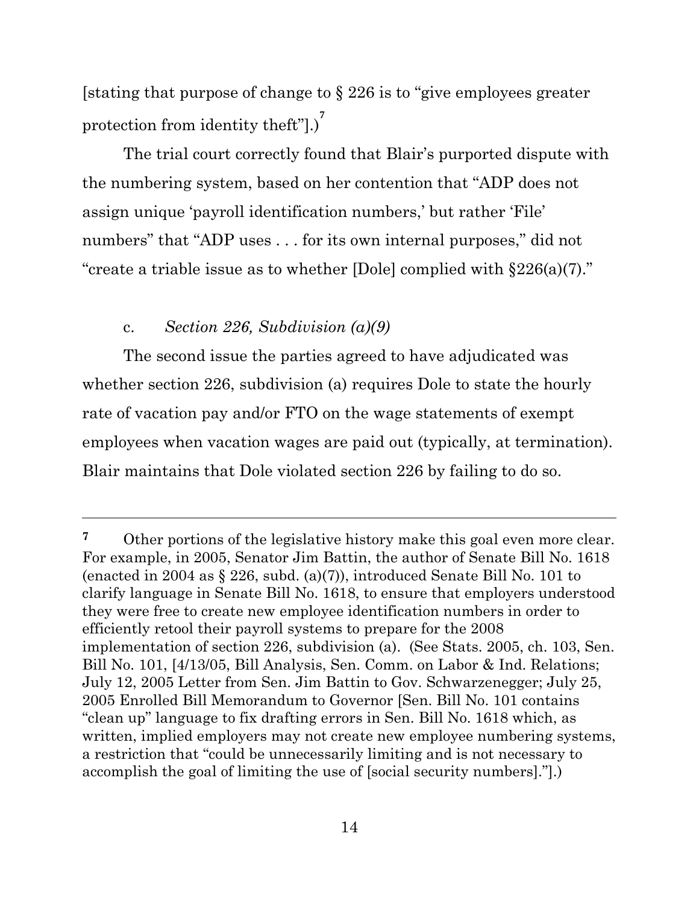[stating that purpose of change to § 226 is to "give employees greater protection from identity theft"].)[7]

The trial court correctly found that Blair's purported dispute with the numbering system, based on her contention that "ADP does not assign unique 'payroll identification numbers,' but rather 'File' numbers" that "ADP uses . . . for its own internal purposes," did not "create a triable issue as to whether [Dole] complied with §226(a)(7)."

c. *Section 226, Subdivision (a)(9)*

The second issue the parties agreed to have adjudicated was whether section 226, subdivision (a) requires Dole to state the hourly rate of vacation pay and/or FTO on the wage statements of exempt employees when vacation wages are paid out (typically, at termination). Blair maintains that Dole violated section 226 by failing to do so.

---

**7** Other portions of the legislative history make this goal even more clear. For example, in 2005, Senator Jim Battin, the author of Senate Bill No. 1618 (enacted in 2004 as § 226, subd. (a)(7)), introduced Senate Bill No. 101 to clarify language in Senate Bill No. 1618, to ensure that employers understood they were free to create new employee identification numbers in order to efficiently retool their payroll systems to prepare for the 2008 implementation of section 226, subdivision (a). (See Stats. 2005, ch. 103, Sen. Bill No. 101, [4/13/05, Bill Analysis, Sen. Comm. on Labor & Ind. Relations; July 12, 2005 Letter from Sen. Jim Battin to Gov. Schwarzenegger; July 25, 2005 Enrolled Bill Memorandum to Governor [Sen. Bill No. 101 contains "clean up" language to fix drafting errors in Sen. Bill No. 1618 which, as written, implied employers may not create new employee numbering systems, a restriction that "could be unnecessarily limiting and is not necessary to accomplish the goal of limiting the use of [social security numbers]."].)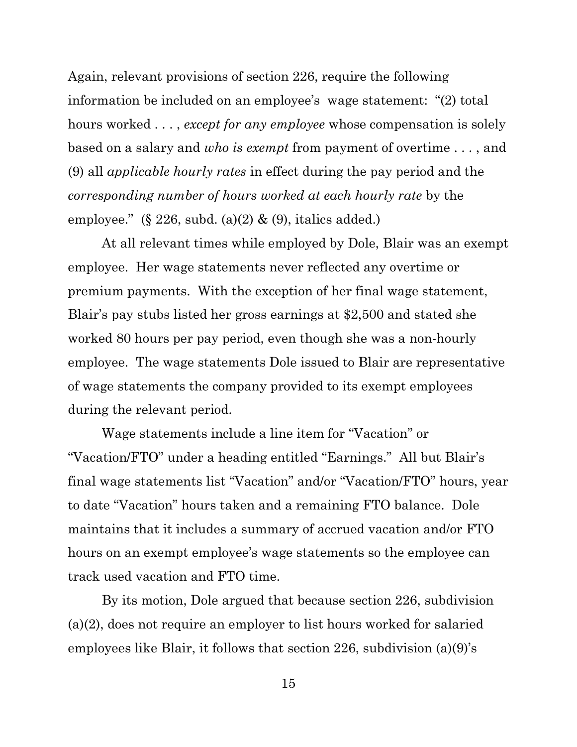Again, relevant provisions of section 226, require the following information be included on an employee's  wage statement:  "(2) total hours worked . . . , *except for any employee* whose compensation is solely based on a salary and *who is exempt* from payment of overtime . . . , and (9) all *applicable hourly rates* in effect during the pay period and the *corresponding number of hours worked at each hourly rate* by the employee."  (§ 226, subd. (a)(2) & (9), italics added.)

At all relevant times while employed by Dole, Blair was an exempt employee.  Her wage statements never reflected any overtime or premium payments.  With the exception of her final wage statement, Blair's pay stubs listed her gross earnings at $2,500 and stated she worked 80 hours per pay period, even though she was a non-hourly employee.  The wage statements Dole issued to Blair are representative of wage statements the company provided to its exempt employees during the relevant period.

Wage statements include a line item for "Vacation" or "Vacation/FTO" under a heading entitled "Earnings."  All but Blair's final wage statements list "Vacation" and/or "Vacation/FTO" hours, year to date "Vacation" hours taken and a remaining FTO balance.  Dole maintains that it includes a summary of accrued vacation and/or FTO hours on an exempt employee's wage statements so the employee can track used vacation and FTO time.

By its motion, Dole argued that because section 226, subdivision (a)(2), does not require an employer to list hours worked for salaried employees like Blair, it follows that section 226, subdivision (a)(9)'s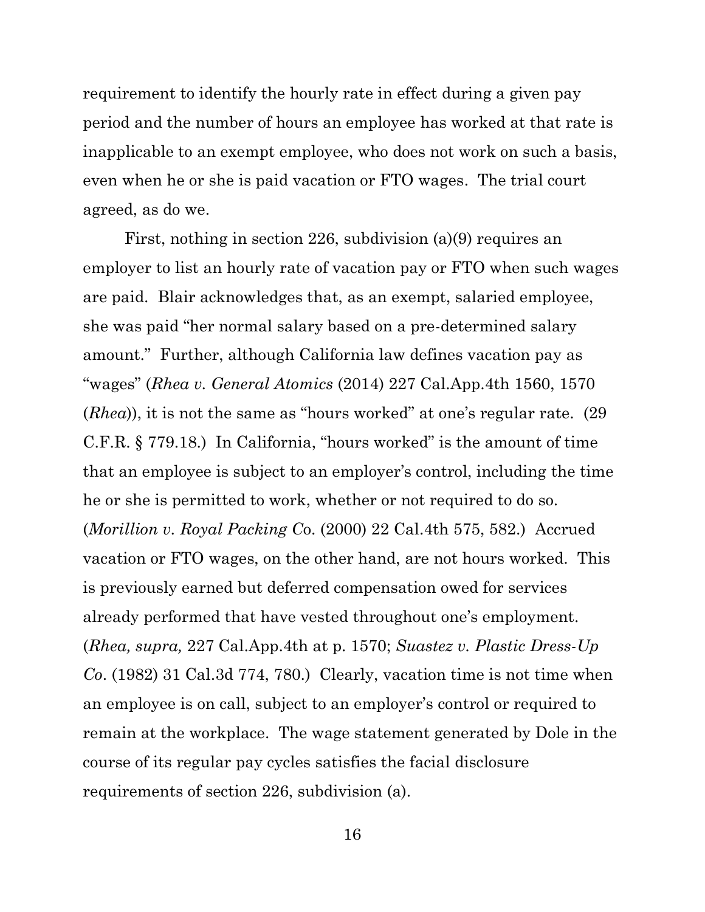requirement to identify the hourly rate in effect during a given pay period and the number of hours an employee has worked at that rate is inapplicable to an exempt employee, who does not work on such a basis, even when he or she is paid vacation or FTO wages. The trial court agreed, as do we.

First, nothing in section 226, subdivision (a)(9) requires an employer to list an hourly rate of vacation pay or FTO when such wages are paid. Blair acknowledges that, as an exempt, salaried employee, she was paid "her normal salary based on a pre-determined salary amount." Further, although California law defines vacation pay as "wages" (*Rhea v. General Atomics* (2014) 227 Cal.App.4th 1560, 1570 (*Rhea*)), it is not the same as "hours worked" at one's regular rate. (29 C.F.R. § 779.18.) In California, "hours worked" is the amount of time that an employee is subject to an employer's control, including the time he or she is permitted to work, whether or not required to do so. (*Morillion v. Royal Packing Co*. (2000) 22 Cal.4th 575, 582.) Accrued vacation or FTO wages, on the other hand, are not hours worked. This is previously earned but deferred compensation owed for services already performed that have vested throughout one's employment. (*Rhea, supra,* 227 Cal.App.4th at p. 1570; *Suastez v. Plastic Dress-Up Co*. (1982) 31 Cal.3d 774, 780.) Clearly, vacation time is not time when an employee is on call, subject to an employer's control or required to remain at the workplace. The wage statement generated by Dole in the course of its regular pay cycles satisfies the facial disclosure requirements of section 226, subdivision (a).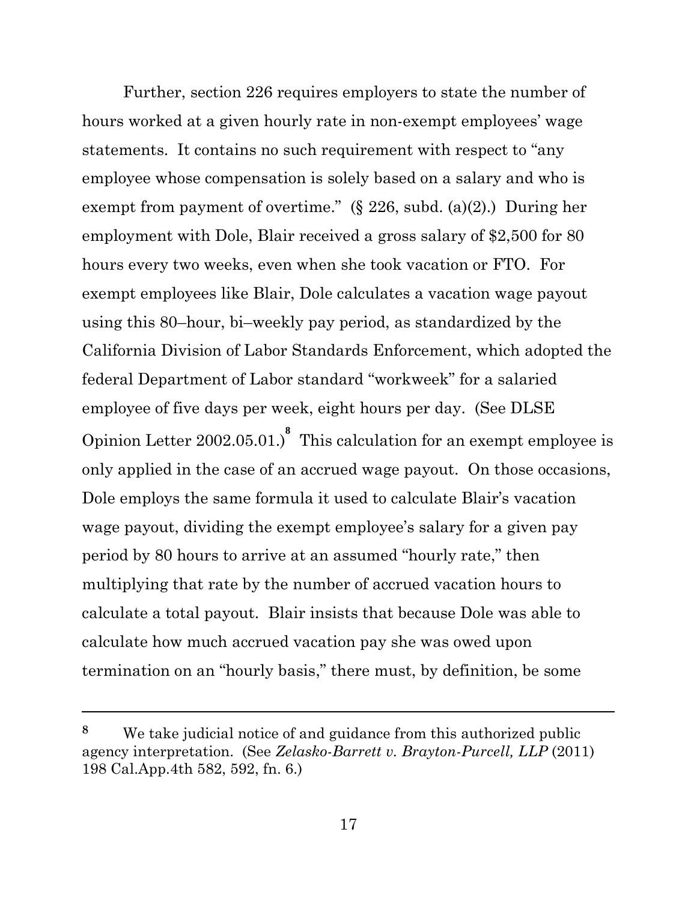Further, section 226 requires employers to state the number of hours worked at a given hourly rate in non-exempt employees' wage statements. It contains no such requirement with respect to "any employee whose compensation is solely based on a salary and who is exempt from payment of overtime." (§ 226, subd. (a)(2).) During her employment with Dole, Blair received a gross salary of $2,500 for 80 hours every two weeks, even when she took vacation or FTO. For exempt employees like Blair, Dole calculates a vacation wage payout using this 80–hour, bi–weekly pay period, as standardized by the California Division of Labor Standards Enforcement, which adopted the federal Department of Labor standard "workweek" for a salaried employee of five days per week, eight hours per day. (See DLSE Opinion Letter 2002.05.01.)[8] This calculation for an exempt employee is only applied in the case of an accrued wage payout. On those occasions, Dole employs the same formula it used to calculate Blair's vacation wage payout, dividing the exempt employee's salary for a given pay period by 80 hours to arrive at an assumed "hourly rate," then multiplying that rate by the number of accrued vacation hours to calculate a total payout. Blair insists that because Dole was able to calculate how much accrued vacation pay she was owed upon termination on an "hourly basis," there must, by definition, be some

---

[8] We take judicial notice of and guidance from this authorized public agency interpretation. (See *Zelasko-Barrett v. Brayton-Purcell, LLP* (2011) 198 Cal.App.4th 582, 592, fn. 6.)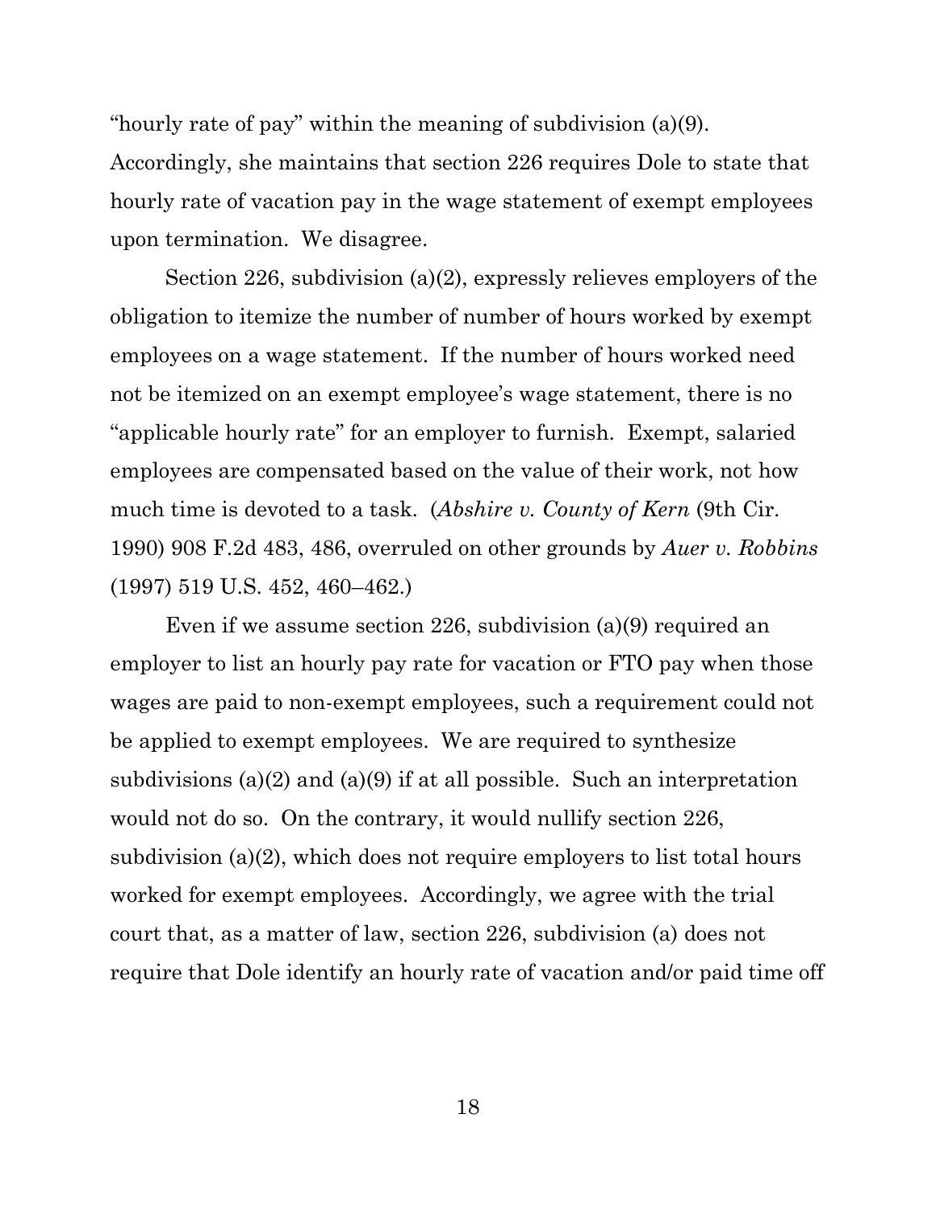"hourly rate of pay" within the meaning of subdivision (a)(9). Accordingly, she maintains that section 226 requires Dole to state that hourly rate of vacation pay in the wage statement of exempt employees upon termination. We disagree.

Section 226, subdivision (a)(2), expressly relieves employers of the obligation to itemize the number of number of hours worked by exempt employees on a wage statement. If the number of hours worked need not be itemized on an exempt employee's wage statement, there is no "applicable hourly rate" for an employer to furnish. Exempt, salaried employees are compensated based on the value of their work, not how much time is devoted to a task. (*Abshire v. County of Kern* (9th Cir. 1990) 908 F.2d 483, 486, overruled on other grounds by *Auer v. Robbins* (1997) 519 U.S. 452, 460–462.)

Even if we assume section 226, subdivision (a)(9) required an employer to list an hourly pay rate for vacation or FTO pay when those wages are paid to non-exempt employees, such a requirement could not be applied to exempt employees. We are required to synthesize subdivisions (a)(2) and (a)(9) if at all possible. Such an interpretation would not do so. On the contrary, it would nullify section 226, subdivision (a)(2), which does not require employers to list total hours worked for exempt employees. Accordingly, we agree with the trial court that, as a matter of law, section 226, subdivision (a) does not require that Dole identify an hourly rate of vacation and/or paid time off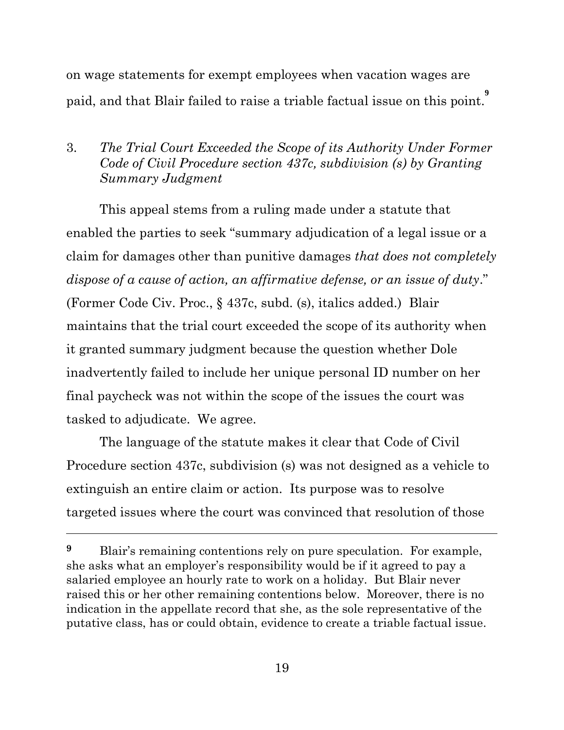on wage statements for exempt employees when vacation wages are paid, and that Blair failed to raise a triable factual issue on this point.[9]

3. *The Trial Court Exceeded the Scope of its Authority Under Former Code of Civil Procedure section 437c, subdivision (s) by Granting Summary Judgment*

This appeal stems from a ruling made under a statute that enabled the parties to seek "summary adjudication of a legal issue or a claim for damages other than punitive damages *that does not completely dispose of a cause of action, an affirmative defense, or an issue of duty*." (Former Code Civ. Proc., § 437c, subd. (s), italics added.) Blair maintains that the trial court exceeded the scope of its authority when it granted summary judgment because the question whether Dole inadvertently failed to include her unique personal ID number on her final paycheck was not within the scope of the issues the court was tasked to adjudicate. We agree.

The language of the statute makes it clear that Code of Civil Procedure section 437c, subdivision (s) was not designed as a vehicle to extinguish an entire claim or action. Its purpose was to resolve targeted issues where the court was convinced that resolution of those

---

**9** Blair's remaining contentions rely on pure speculation. For example, she asks what an employer's responsibility would be if it agreed to pay a salaried employee an hourly rate to work on a holiday. But Blair never raised this or her other remaining contentions below. Moreover, there is no indication in the appellate record that she, as the sole representative of the putative class, has or could obtain, evidence to create a triable factual issue.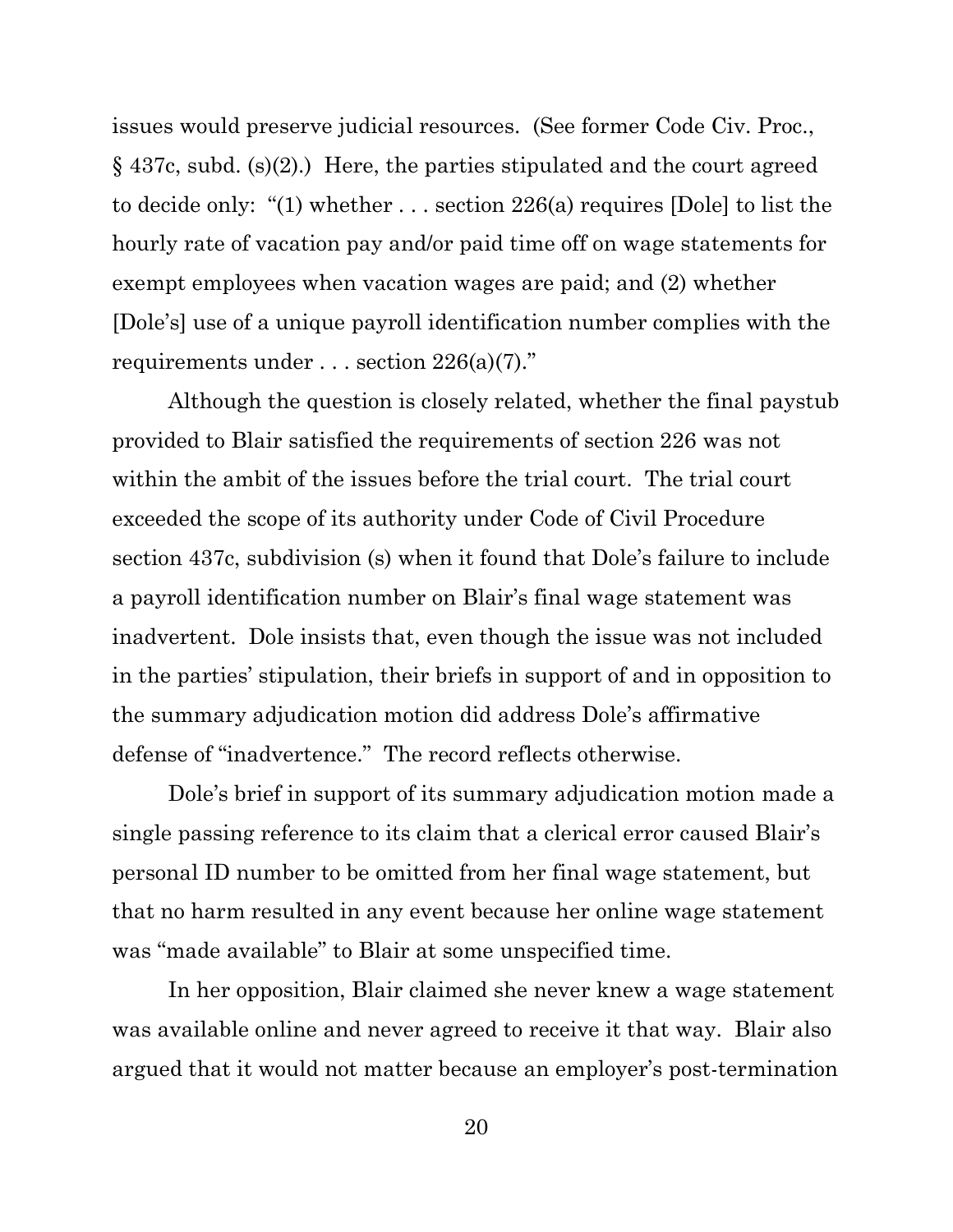issues would preserve judicial resources. (See former Code Civ. Proc., § 437c, subd. (s)(2).) Here, the parties stipulated and the court agreed to decide only: "(1) whether . . . section 226(a) requires [Dole] to list the hourly rate of vacation pay and/or paid time off on wage statements for exempt employees when vacation wages are paid; and (2) whether [Dole's] use of a unique payroll identification number complies with the requirements under . . . section 226(a)(7)."

Although the question is closely related, whether the final paystub provided to Blair satisfied the requirements of section 226 was not within the ambit of the issues before the trial court. The trial court exceeded the scope of its authority under Code of Civil Procedure section 437c, subdivision (s) when it found that Dole's failure to include a payroll identification number on Blair's final wage statement was inadvertent. Dole insists that, even though the issue was not included in the parties' stipulation, their briefs in support of and in opposition to the summary adjudication motion did address Dole's affirmative defense of "inadvertence." The record reflects otherwise.

Dole's brief in support of its summary adjudication motion made a single passing reference to its claim that a clerical error caused Blair's personal ID number to be omitted from her final wage statement, but that no harm resulted in any event because her online wage statement was "made available" to Blair at some unspecified time.

In her opposition, Blair claimed she never knew a wage statement was available online and never agreed to receive it that way. Blair also argued that it would not matter because an employer's post-termination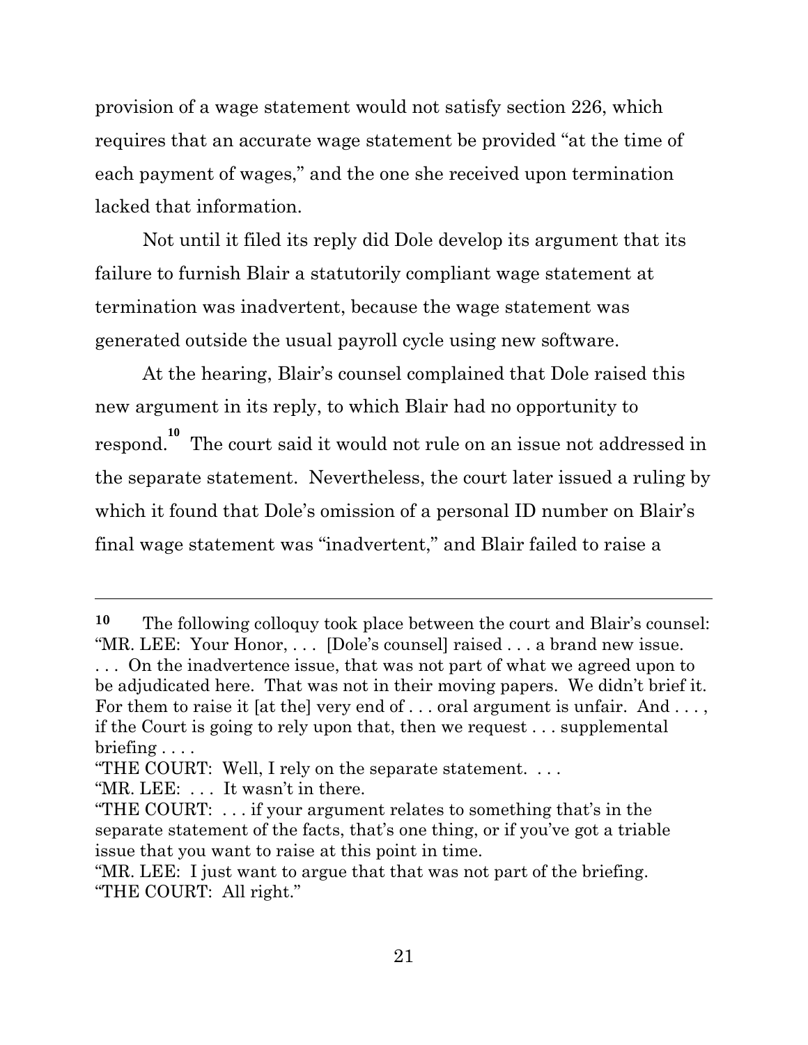provision of a wage statement would not satisfy section 226, which requires that an accurate wage statement be provided "at the time of each payment of wages," and the one she received upon termination lacked that information.

Not until it filed its reply did Dole develop its argument that its failure to furnish Blair a statutorily compliant wage statement at termination was inadvertent, because the wage statement was generated outside the usual payroll cycle using new software.

At the hearing, Blair's counsel complained that Dole raised this new argument in its reply, to which Blair had no opportunity to respond.[10] The court said it would not rule on an issue not addressed in the separate statement. Nevertheless, the court later issued a ruling by which it found that Dole's omission of a personal ID number on Blair's final wage statement was "inadvertent," and Blair failed to raise a

---

**10** The following colloquy took place between the court and Blair's counsel: "MR. LEE: Your Honor, . . . [Dole's counsel] raised . . . a brand new issue. . . . On the inadvertence issue, that was not part of what we agreed upon to be adjudicated here. That was not in their moving papers. We didn't brief it. For them to raise it [at the] very end of . . . oral argument is unfair. And . . . , if the Court is going to rely upon that, then we request . . . supplemental briefing . . . .

"THE COURT: Well, I rely on the separate statement. . . .

"MR. LEE: . . . It wasn't in there.

"THE COURT: . . . if your argument relates to something that's in the separate statement of the facts, that's one thing, or if you've got a triable issue that you want to raise at this point in time.

"MR. LEE: I just want to argue that that was not part of the briefing.

"THE COURT: All right."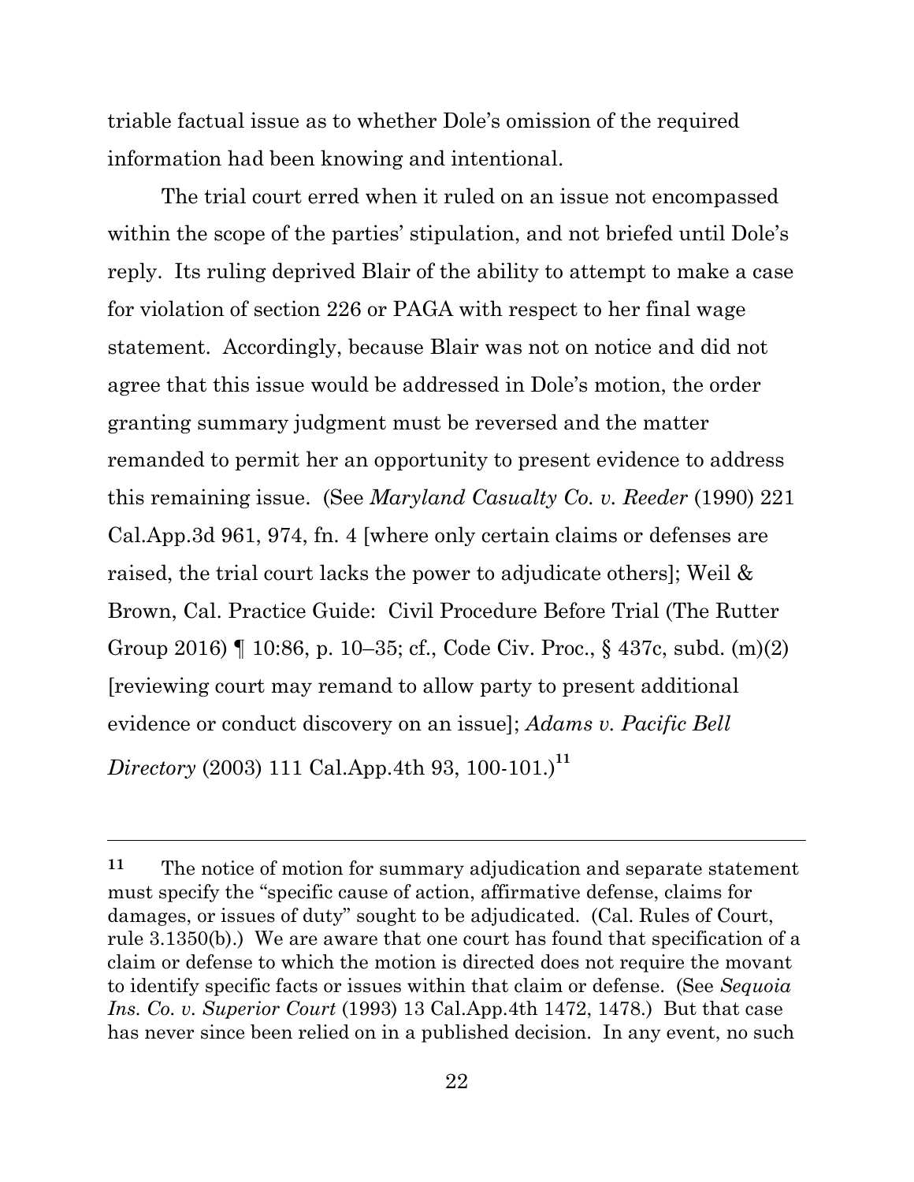triable factual issue as to whether Dole's omission of the required information had been knowing and intentional.

The trial court erred when it ruled on an issue not encompassed within the scope of the parties' stipulation, and not briefed until Dole's reply. Its ruling deprived Blair of the ability to attempt to make a case for violation of section 226 or PAGA with respect to her final wage statement. Accordingly, because Blair was not on notice and did not agree that this issue would be addressed in Dole's motion, the order granting summary judgment must be reversed and the matter remanded to permit her an opportunity to present evidence to address this remaining issue. (See *Maryland Casualty Co. v. Reeder* (1990) 221 Cal.App.3d 961, 974, fn. 4 [where only certain claims or defenses are raised, the trial court lacks the power to adjudicate others]; Weil & Brown, Cal. Practice Guide: Civil Procedure Before Trial (The Rutter Group 2016) ¶ 10:86, p. 10–35; cf., Code Civ. Proc., § 437c, subd. (m)(2) [reviewing court may remand to allow party to present additional evidence or conduct discovery on an issue]; *Adams v. Pacific Bell Directory* (2003) 111 Cal.App.4th 93, 100-101.)[11]

---

[11] The notice of motion for summary adjudication and separate statement must specify the "specific cause of action, affirmative defense, claims for damages, or issues of duty" sought to be adjudicated. (Cal. Rules of Court, rule 3.1350(b).) We are aware that one court has found that specification of a claim or defense to which the motion is directed does not require the movant to identify specific facts or issues within that claim or defense. (See *Sequoia Ins. Co. v. Superior Court* (1993) 13 Cal.App.4th 1472, 1478.) But that case has never since been relied on in a published decision. In any event, no such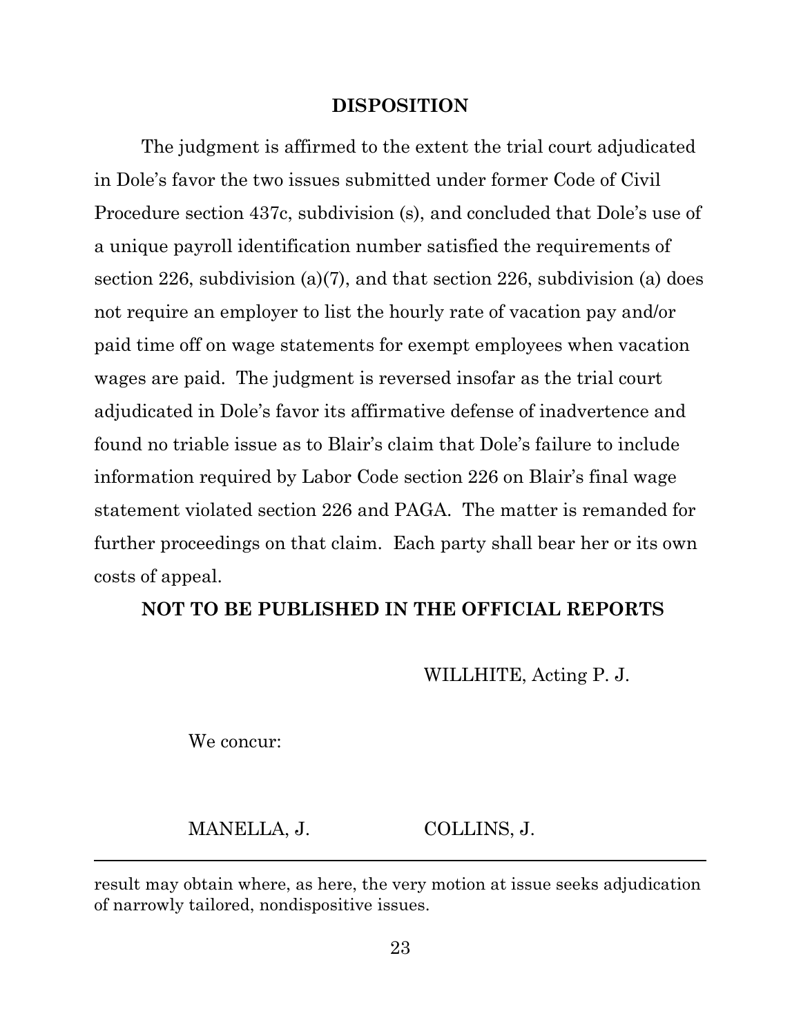## DISPOSITION

The judgment is affirmed to the extent the trial court adjudicated in Dole's favor the two issues submitted under former Code of Civil Procedure section 437c, subdivision (s), and concluded that Dole's use of a unique payroll identification number satisfied the requirements of section 226, subdivision (a)(7), and that section 226, subdivision (a) does not require an employer to list the hourly rate of vacation pay and/or paid time off on wage statements for exempt employees when vacation wages are paid. The judgment is reversed insofar as the trial court adjudicated in Dole's favor its affirmative defense of inadvertence and found no triable issue as to Blair's claim that Dole's failure to include information required by Labor Code section 226 on Blair's final wage statement violated section 226 and PAGA. The matter is remanded for further proceedings on that claim. Each party shall bear her or its own costs of appeal.

**NOT TO BE PUBLISHED IN THE OFFICIAL REPORTS**

WILLHITE, Acting P. J.

We concur:

MANELLA, J.

COLLINS, J.

---

result may obtain where, as here, the very motion at issue seeks adjudication of narrowly tailored, nondispositive issues.